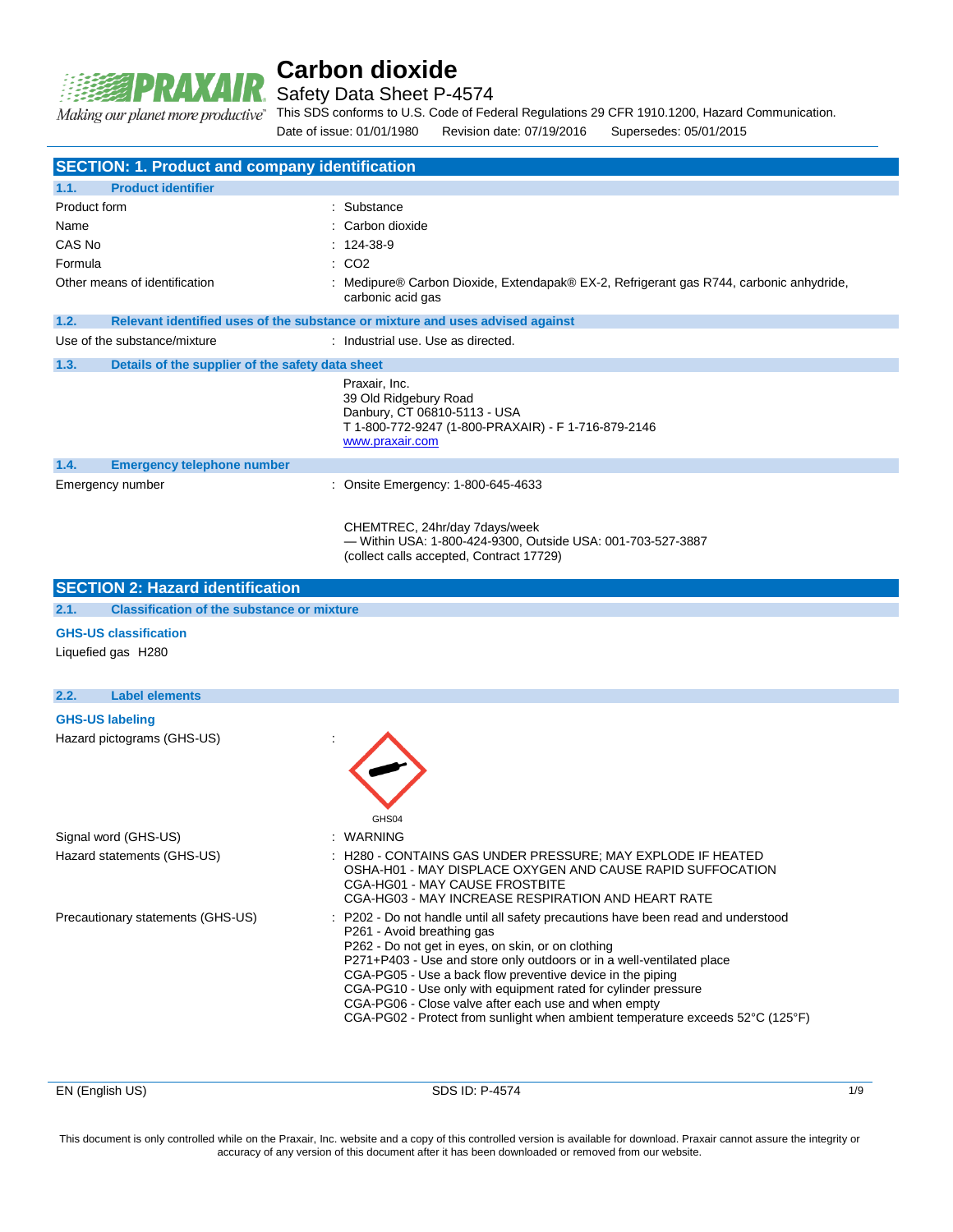# Carbon dioxide

Safety Data Sheet P-4574

This SDS conforms to U.S. Code of Federal Regulations 29 CFR 1910.1200, Hazard Communication.

Date of issue: 01/01/1980 Revision date: 07/19/2016 Supersedes: 05/01/2015

## SECTION: 1. Product and company identification

### 1.1. Product identifier

| | |
|---|---|
| Product form | : Substance |
| Name | : Carbon dioxide |
| CAS No | : 124-38-9 |
| Formula | : CO2 |
| Other means of identification | : Medipure® Carbon Dioxide, Extendapak® EX-2, Refrigerant gas R744, carbonic anhydride, carbonic acid gas |

### 1.2. Relevant identified uses of the substance or mixture and uses advised against

| | |
|---|---|
| Use of the substance/mixture | : Industrial use. Use as directed. |

### 1.3. Details of the supplier of the safety data sheet

Praxair, Inc.
39 Old Ridgebury Road
Danbury, CT 06810-5113 - USA
T 1-800-772-9247 (1-800-PRAXAIR) - F 1-716-879-2146
www.praxair.com

### 1.4. Emergency telephone number

Emergency number : Onsite Emergency: 1-800-645-4633

CHEMTREC, 24hr/day 7days/week
— Within USA: 1-800-424-9300, Outside USA: 001-703-527-3887
(collect calls accepted, Contract 17729)

## SECTION 2: Hazard identification

### 2.1. Classification of the substance or mixture

**GHS-US classification**

Liquefied gas H280

### 2.2. Label elements

**GHS-US labeling**

Hazard pictograms (GHS-US) :

GHS04

Signal word (GHS-US) : WARNING

Hazard statements (GHS-US) :
H280 - CONTAINS GAS UNDER PRESSURE; MAY EXPLODE IF HEATED
OSHA-H01 - MAY DISPLACE OXYGEN AND CAUSE RAPID SUFFOCATION
CGA-HG01 - MAY CAUSE FROSTBITE
CGA-HG03 - MAY INCREASE RESPIRATION AND HEART RATE

Precautionary statements (GHS-US) :
P202 - Do not handle until all safety precautions have been read and understood
P261 - Avoid breathing gas
P262 - Do not get in eyes, on skin, or on clothing
P271+P403 - Use and store only outdoors or in a well-ventilated place
CGA-PG05 - Use a back flow preventive device in the piping
CGA-PG10 - Use only with equipment rated for cylinder pressure
CGA-PG06 - Close valve after each use and when empty
CGA-PG02 - Protect from sunlight when ambient temperature exceeds 52°C (125°F)

This document is only controlled while on the Praxair, Inc. website and a copy of this controlled version is available for download. Praxair cannot assure the integrity or accuracy of any version of this document after it has been downloaded or removed from our website.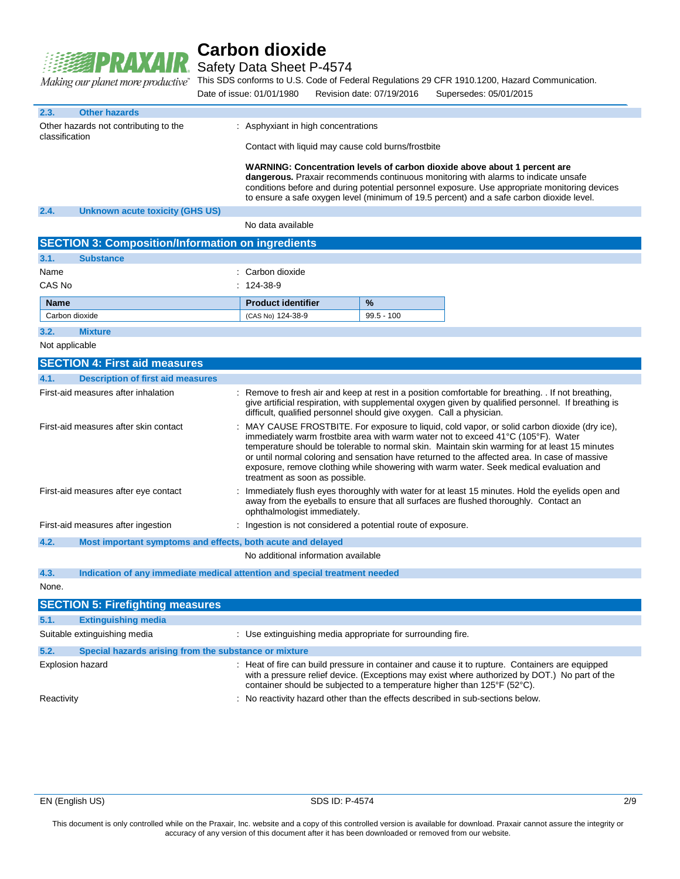### 2.3. Other hazards

Other hazards not contributing to the classification : Asphyxiant in high concentrations

Contact with liquid may cause cold burns/frostbite

**WARNING: Concentration levels of carbon dioxide above about 1 percent are dangerous.** Praxair recommends continuous monitoring with alarms to indicate unsafe conditions before and during potential personnel exposure. Use appropriate monitoring devices to ensure a safe oxygen level (minimum of 19.5 percent) and a safe carbon dioxide level.

### 2.4. Unknown acute toxicity (GHS US)

No data available

## SECTION 3: Composition/Information on ingredients

### 3.1. Substance

Name : Carbon dioxide

CAS No : 124-38-9

| Name | Product identifier | % |
|---|---|---|
| Carbon dioxide | (CAS No) 124-38-9 | 99.5 - 100 |

### 3.2. Mixture

Not applicable

## SECTION 4: First aid measures

### 4.1. Description of first aid measures

First-aid measures after inhalation : Remove to fresh air and keep at rest in a position comfortable for breathing. . If not breathing, give artificial respiration, with supplemental oxygen given by qualified personnel. If breathing is difficult, qualified personnel should give oxygen. Call a physician.

First-aid measures after skin contact : MAY CAUSE FROSTBITE. For exposure to liquid, cold vapor, or solid carbon dioxide (dry ice), immediately warm frostbite area with warm water not to exceed 41°C (105°F). Water temperature should be tolerable to normal skin. Maintain skin warming for at least 15 minutes or until normal coloring and sensation have returned to the affected area. In case of massive exposure, remove clothing while showering with warm water. Seek medical evaluation and treatment as soon as possible.

First-aid measures after eye contact : Immediately flush eyes thoroughly with water for at least 15 minutes. Hold the eyelids open and away from the eyeballs to ensure that all surfaces are flushed thoroughly. Contact an ophthalmologist immediately.

First-aid measures after ingestion : Ingestion is not considered a potential route of exposure.

### 4.2. Most important symptoms and effects, both acute and delayed

No additional information available

### 4.3. Indication of any immediate medical attention and special treatment needed

None.

## SECTION 5: Firefighting measures

### 5.1. Extinguishing media

Suitable extinguishing media : Use extinguishing media appropriate for surrounding fire.

### 5.2. Special hazards arising from the substance or mixture

Explosion hazard : Heat of fire can build pressure in container and cause it to rupture. Containers are equipped with a pressure relief device. (Exceptions may exist where authorized by DOT.) No part of the container should be subjected to a temperature higher than 125°F (52°C).

Reactivity : No reactivity hazard other than the effects described in sub-sections below.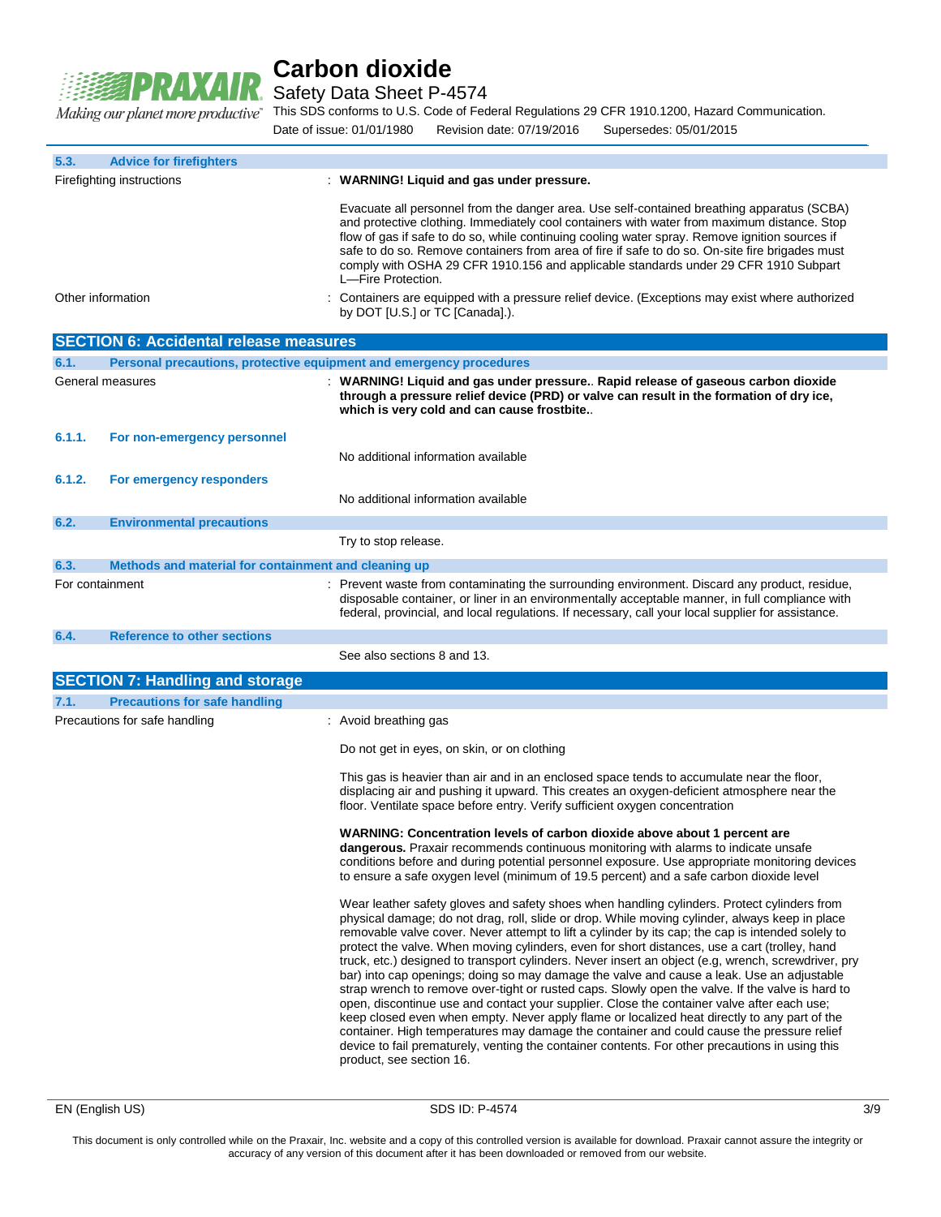### 5.3. Advice for firefighters

| | |
|---|---|
| Firefighting instructions | : **WARNING! Liquid and gas under pressure.**<br><br>Evacuate all personnel from the danger area. Use self-contained breathing apparatus (SCBA) and protective clothing. Immediately cool containers with water from maximum distance. Stop flow of gas if safe to do so, while continuing cooling water spray. Remove ignition sources if safe to do so. Remove containers from area of fire if safe to do so. On-site fire brigades must comply with OSHA 29 CFR 1910.156 and applicable standards under 29 CFR 1910 Subpart L—Fire Protection. |
| Other information | : Containers are equipped with a pressure relief device. (Exceptions may exist where authorized by DOT [U.S.] or TC [Canada].). |

## SECTION 6: Accidental release measures

### 6.1. Personal precautions, protective equipment and emergency procedures

| | |
|---|---|
| General measures | : **WARNING! Liquid and gas under pressure.. Rapid release of gaseous carbon dioxide through a pressure relief device (PRD) or valve can result in the formation of dry ice, which is very cold and can cause frostbite..** |

#### 6.1.1. For non-emergency personnel

No additional information available

#### 6.1.2. For emergency responders

No additional information available

### 6.2. Environmental precautions

Try to stop release.

### 6.3. Methods and material for containment and cleaning up

| | |
|---|---|
| For containment | : Prevent waste from contaminating the surrounding environment. Discard any product, residue, disposable container, or liner in an environmentally acceptable manner, in full compliance with federal, provincial, and local regulations. If necessary, call your local supplier for assistance. |

### 6.4. Reference to other sections

See also sections 8 and 13.

## SECTION 7: Handling and storage

### 7.1. Precautions for safe handling

Precautions for safe handling : Avoid breathing gas

Do not get in eyes, on skin, or on clothing

This gas is heavier than air and in an enclosed space tends to accumulate near the floor, displacing air and pushing it upward. This creates an oxygen-deficient atmosphere near the floor. Ventilate space before entry. Verify sufficient oxygen concentration

**WARNING: Concentration levels of carbon dioxide above about 1 percent are dangerous.** Praxair recommends continuous monitoring with alarms to indicate unsafe conditions before and during potential personnel exposure. Use appropriate monitoring devices to ensure a safe oxygen level (minimum of 19.5 percent) and a safe carbon dioxide level

Wear leather safety gloves and safety shoes when handling cylinders. Protect cylinders from physical damage; do not drag, roll, slide or drop. While moving cylinder, always keep in place removable valve cover. Never attempt to lift a cylinder by its cap; the cap is intended solely to protect the valve. When moving cylinders, even for short distances, use a cart (trolley, hand truck, etc.) designed to transport cylinders. Never insert an object (e.g, wrench, screwdriver, pry bar) into cap openings; doing so may damage the valve and cause a leak. Use an adjustable strap wrench to remove over-tight or rusted caps. Slowly open the valve. If the valve is hard to open, discontinue use and contact your supplier. Close the container valve after each use; keep closed even when empty. Never apply flame or localized heat directly to any part of the container. High temperatures may damage the container and could cause the pressure relief device to fail prematurely, venting the container contents. For other precautions in using this product, see section 16.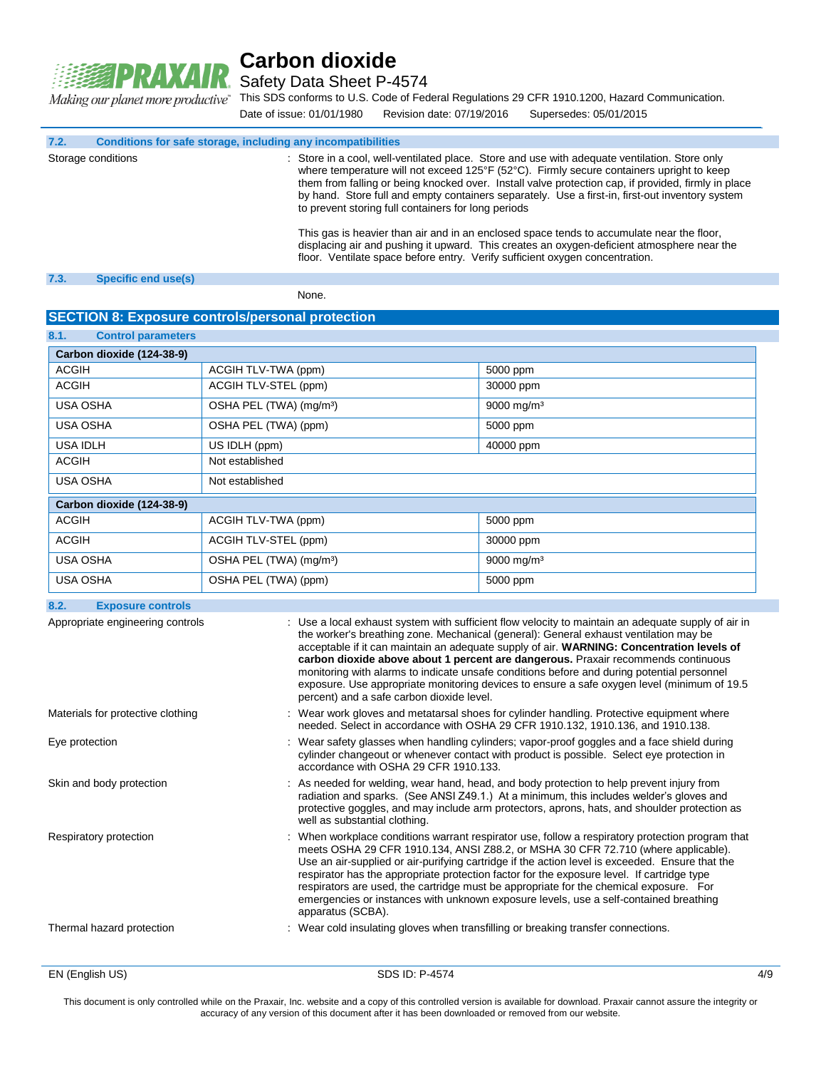### 7.2. Conditions for safe storage, including any incompatibilities

Storage conditions : Store in a cool, well-ventilated place. Store and use with adequate ventilation. Store only where temperature will not exceed 125°F (52°C). Firmly secure containers upright to keep them from falling or being knocked over. Install valve protection cap, if provided, firmly in place by hand. Store full and empty containers separately. Use a first-in, first-out inventory system to prevent storing full containers for long periods

This gas is heavier than air and in an enclosed space tends to accumulate near the floor, displacing air and pushing it upward. This creates an oxygen-deficient atmosphere near the floor. Ventilate space before entry. Verify sufficient oxygen concentration.

### 7.3. Specific end use(s)

None.

## SECTION 8: Exposure controls/personal protection

### 8.1. Control parameters

| Carbon dioxide (124-38-9) | | |
|---|---|---|
| ACGIH | ACGIH TLV-TWA (ppm) | 5000 ppm |
| ACGIH | ACGIH TLV-STEL (ppm) | 30000 ppm |
| USA OSHA | OSHA PEL (TWA) (mg/m³) | 9000 mg/m³ |
| USA OSHA | OSHA PEL (TWA) (ppm) | 5000 ppm |
| USA IDLH | US IDLH (ppm) | 40000 ppm |
| ACGIH | Not established | |
| USA OSHA | Not established | |

| Carbon dioxide (124-38-9) | | |
|---|---|---|
| ACGIH | ACGIH TLV-TWA (ppm) | 5000 ppm |
| ACGIH | ACGIH TLV-STEL (ppm) | 30000 ppm |
| USA OSHA | OSHA PEL (TWA) (mg/m³) | 9000 mg/m³ |
| USA OSHA | OSHA PEL (TWA) (ppm) | 5000 ppm |

### 8.2. Exposure controls

Appropriate engineering controls : Use a local exhaust system with sufficient flow velocity to maintain an adequate supply of air in the worker's breathing zone. Mechanical (general): General exhaust ventilation may be acceptable if it can maintain an adequate supply of air. **WARNING: Concentration levels of carbon dioxide above about 1 percent are dangerous.** Praxair recommends continuous monitoring with alarms to indicate unsafe conditions before and during potential personnel exposure. Use appropriate monitoring devices to ensure a safe oxygen level (minimum of 19.5 percent) and a safe carbon dioxide level.

Materials for protective clothing : Wear work gloves and metatarsal shoes for cylinder handling. Protective equipment where needed. Select in accordance with OSHA 29 CFR 1910.132, 1910.136, and 1910.138.

Eye protection : Wear safety glasses when handling cylinders; vapor-proof goggles and a face shield during cylinder changeout or whenever contact with product is possible. Select eye protection in accordance with OSHA 29 CFR 1910.133.

Skin and body protection : As needed for welding, wear hand, head, and body protection to help prevent injury from radiation and sparks. (See ANSI Z49.1.) At a minimum, this includes welder's gloves and protective goggles, and may include arm protectors, aprons, hats, and shoulder protection as well as substantial clothing.

Respiratory protection : When workplace conditions warrant respirator use, follow a respiratory protection program that meets OSHA 29 CFR 1910.134, ANSI Z88.2, or MSHA 30 CFR 72.710 (where applicable). Use an air-supplied or air-purifying cartridge if the action level is exceeded. Ensure that the respirator has the appropriate protection factor for the exposure level. If cartridge type respirators are used, the cartridge must be appropriate for the chemical exposure. For emergencies or instances with unknown exposure levels, use a self-contained breathing apparatus (SCBA).

Thermal hazard protection : Wear cold insulating gloves when transfilling or breaking transfer connections.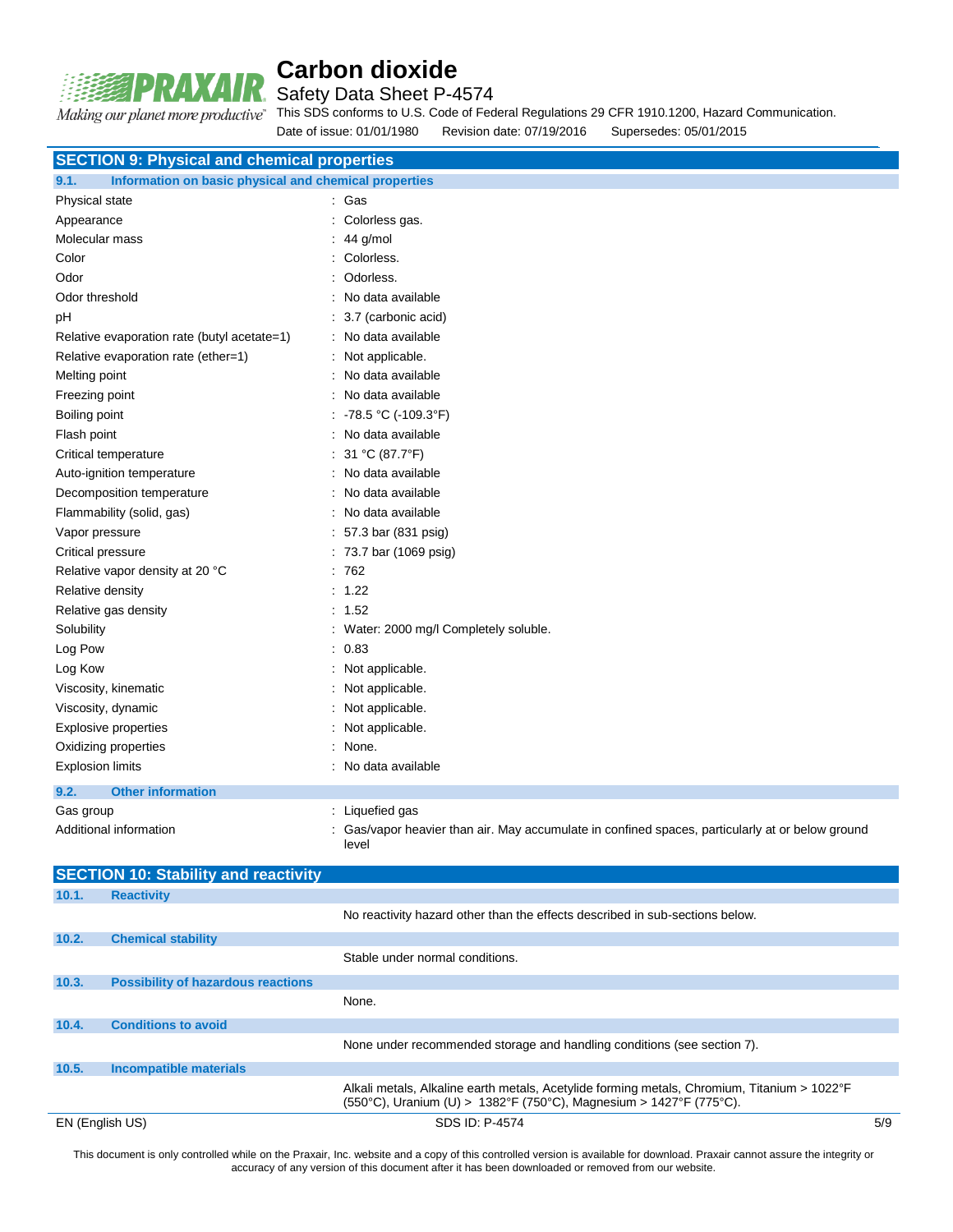## SECTION 9: Physical and chemical properties

### 9.1. Information on basic physical and chemical properties

| Property | Value |
|---|---|
| Physical state | Gas |
| Appearance | Colorless gas. |
| Molecular mass | 44 g/mol |
| Color | Colorless. |
| Odor | Odorless. |
| Odor threshold | No data available |
| pH | 3.7 (carbonic acid) |
| Relative evaporation rate (butyl acetate=1) | No data available |
| Relative evaporation rate (ether=1) | Not applicable. |
| Melting point | No data available |
| Freezing point | No data available |
| Boiling point | -78.5 °C (-109.3°F) |
| Flash point | No data available |
| Critical temperature | 31 °C (87.7°F) |
| Auto-ignition temperature | No data available |
| Decomposition temperature | No data available |
| Flammability (solid, gas) | No data available |
| Vapor pressure | 57.3 bar (831 psig) |
| Critical pressure | 73.7 bar (1069 psig) |
| Relative vapor density at 20 °C | 762 |
| Relative density | 1.22 |
| Relative gas density | 1.52 |
| Solubility | Water: 2000 mg/l Completely soluble. |
| Log Pow | 0.83 |
| Log Kow | Not applicable. |
| Viscosity, kinematic | Not applicable. |
| Viscosity, dynamic | Not applicable. |
| Explosive properties | Not applicable. |
| Oxidizing properties | None. |
| Explosion limits | No data available |

### 9.2. Other information

| Property | Value |
|---|---|
| Gas group | Liquefied gas |
| Additional information | Gas/vapor heavier than air. May accumulate in confined spaces, particularly at or below ground level |

## SECTION 10: Stability and reactivity

### 10.1. Reactivity

No reactivity hazard other than the effects described in sub-sections below.

### 10.2. Chemical stability

Stable under normal conditions.

### 10.3. Possibility of hazardous reactions

None.

### 10.4. Conditions to avoid

None under recommended storage and handling conditions (see section 7).

### 10.5. Incompatible materials

Alkali metals, Alkaline earth metals, Acetylide forming metals, Chromium, Titanium > 1022°F (550°C), Uranium (U) > 1382°F (750°C), Magnesium > 1427°F (775°C).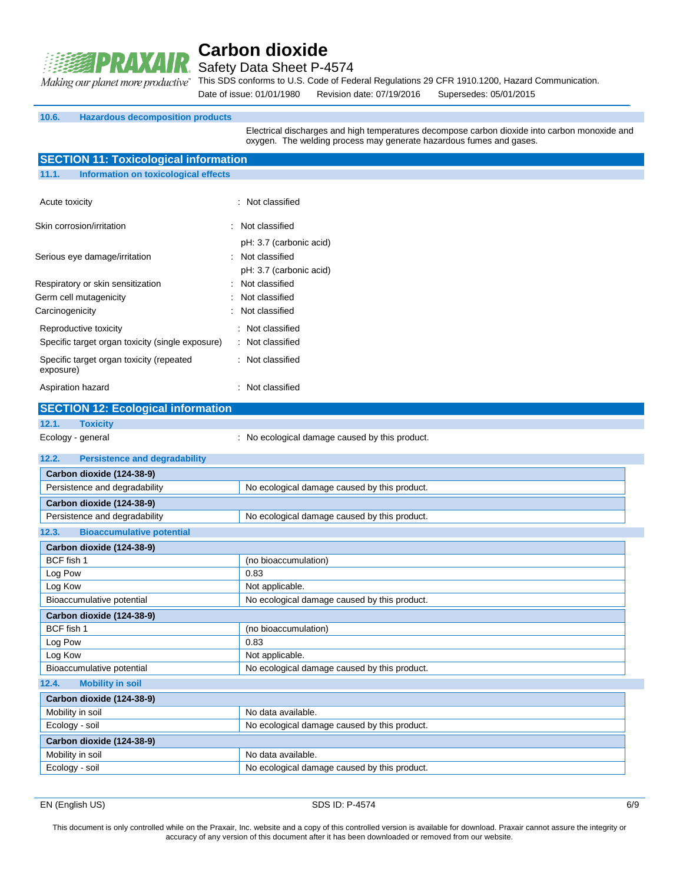### 10.6. Hazardous decomposition products

Electrical discharges and high temperatures decompose carbon dioxide into carbon monoxide and oxygen. The welding process may generate hazardous fumes and gases.

## SECTION 11: Toxicological information

### 11.1. Information on toxicological effects

| | |
|---|---|
| Acute toxicity | : Not classified |
| Skin corrosion/irritation | : Not classified<br>pH: 3.7 (carbonic acid) |
| Serious eye damage/irritation | : Not classified<br>pH: 3.7 (carbonic acid) |
| Respiratory or skin sensitization | : Not classified |
| Germ cell mutagenicity | : Not classified |
| Carcinogenicity | : Not classified |
| Reproductive toxicity | : Not classified |
| Specific target organ toxicity (single exposure) | : Not classified |
| Specific target organ toxicity (repeated exposure) | : Not classified |
| Aspiration hazard | : Not classified |

## SECTION 12: Ecological information

### 12.1. Toxicity

Ecology - general : No ecological damage caused by this product.

### 12.2. Persistence and degradability

| Carbon dioxide (124-38-9) | |
|---|---|
| Persistence and degradability | No ecological damage caused by this product. |

| Carbon dioxide (124-38-9) | |
|---|---|
| Persistence and degradability | No ecological damage caused by this product. |

### 12.3. Bioaccumulative potential

| Carbon dioxide (124-38-9) | |
|---|---|
| BCF fish 1 | (no bioaccumulation) |
| Log Pow | 0.83 |
| Log Kow | Not applicable. |
| Bioaccumulative potential | No ecological damage caused by this product. |

| Carbon dioxide (124-38-9) | |
|---|---|
| BCF fish 1 | (no bioaccumulation) |
| Log Pow | 0.83 |
| Log Kow | Not applicable. |
| Bioaccumulative potential | No ecological damage caused by this product. |

### 12.4. Mobility in soil

| Carbon dioxide (124-38-9) | |
|---|---|
| Mobility in soil | No data available. |
| Ecology - soil | No ecological damage caused by this product. |

| Carbon dioxide (124-38-9) | |
|---|---|
| Mobility in soil | No data available. |
| Ecology - soil | No ecological damage caused by this product. |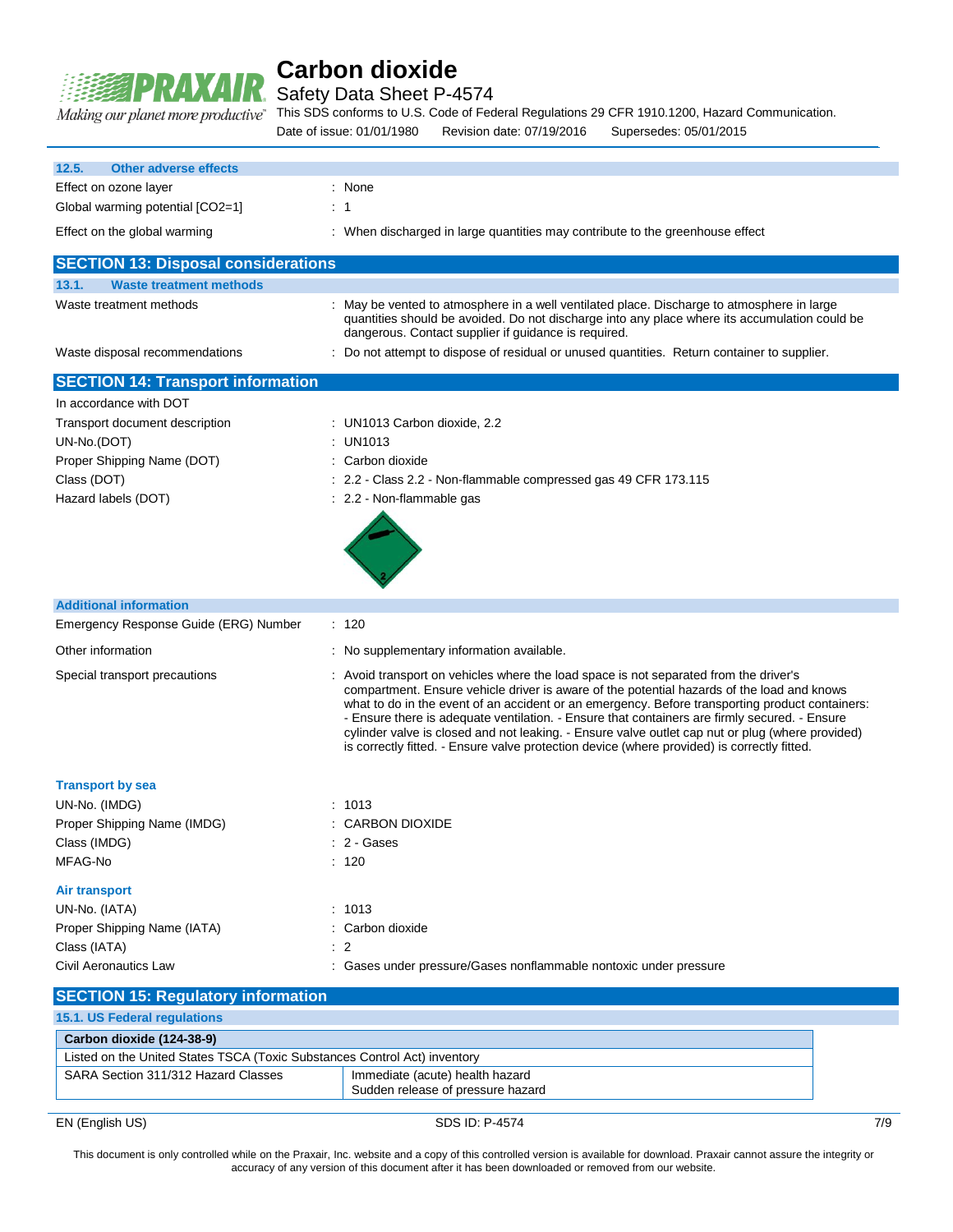### 12.5. Other adverse effects

| | |
|---|---|
| Effect on ozone layer | : None |
| Global warming potential [CO2=1] | : 1 |
| Effect on the global warming | : When discharged in large quantities may contribute to the greenhouse effect |

## SECTION 13: Disposal considerations

### 13.1. Waste treatment methods

| | |
|---|---|
| Waste treatment methods | : May be vented to atmosphere in a well ventilated place. Discharge to atmosphere in large quantities should be avoided. Do not discharge into any place where its accumulation could be dangerous. Contact supplier if guidance is required. |
| Waste disposal recommendations | : Do not attempt to dispose of residual or unused quantities. Return container to supplier. |

## SECTION 14: Transport information

In accordance with DOT

| | |
|---|---|
| Transport document description | : UN1013 Carbon dioxide, 2.2 |
| UN-No.(DOT) | : UN1013 |
| Proper Shipping Name (DOT) | : Carbon dioxide |
| Class (DOT) | : 2.2 - Class 2.2 - Non-flammable compressed gas 49 CFR 173.115 |
| Hazard labels (DOT) | : 2.2 - Non-flammable gas |

### Additional information

| | |
|---|---|
| Emergency Response Guide (ERG) Number | : 120 |
| Other information | : No supplementary information available. |
| Special transport precautions | : Avoid transport on vehicles where the load space is not separated from the driver's compartment. Ensure vehicle driver is aware of the potential hazards of the load and knows what to do in the event of an accident or an emergency. Before transporting product containers: - Ensure there is adequate ventilation. - Ensure that containers are firmly secured. - Ensure cylinder valve is closed and not leaking. - Ensure valve outlet cap nut or plug (where provided) is correctly fitted. - Ensure valve protection device (where provided) is correctly fitted. |

### Transport by sea

| | |
|---|---|
| UN-No. (IMDG) | : 1013 |
| Proper Shipping Name (IMDG) | : CARBON DIOXIDE |
| Class (IMDG) | : 2 - Gases |
| MFAG-No | : 120 |

### Air transport

| | |
|---|---|
| UN-No. (IATA) | : 1013 |
| Proper Shipping Name (IATA) | : Carbon dioxide |
| Class (IATA) | : 2 |
| Civil Aeronautics Law | : Gases under pressure/Gases nonflammable nontoxic under pressure |

## SECTION 15: Regulatory information

### 15.1. US Federal regulations

| Carbon dioxide (124-38-9) | |
|---|---|
| Listed on the United States TSCA (Toxic Substances Control Act) inventory | |
| SARA Section 311/312 Hazard Classes | Immediate (acute) health hazard<br>Sudden release of pressure hazard |

This document is only controlled while on the Praxair, Inc. website and a copy of this controlled version is available for download. Praxair cannot assure the integrity or accuracy of any version of this document after it has been downloaded or removed from our website.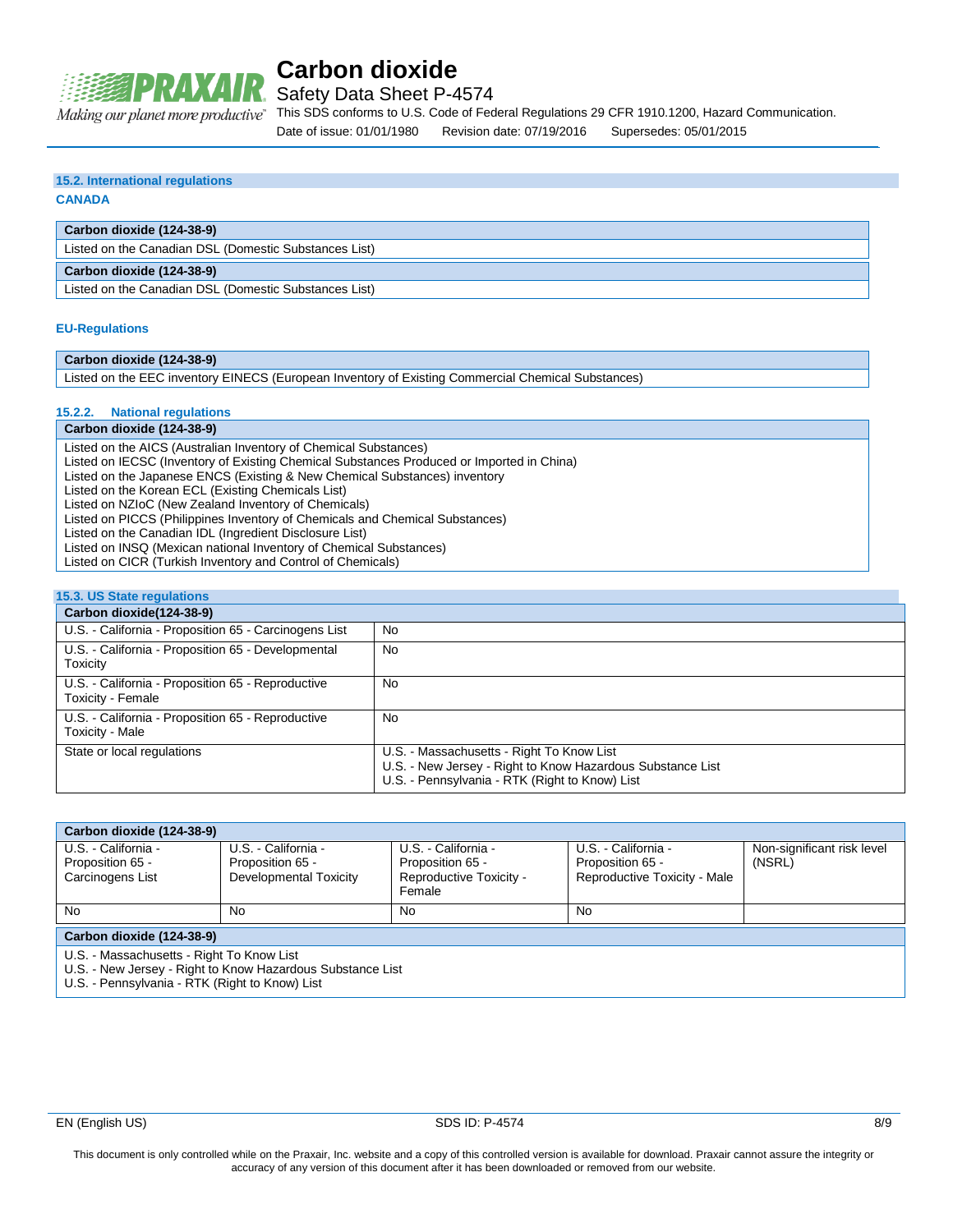### 15.2. International regulations

**CANADA**

| Carbon dioxide (124-38-9) |
|---|
| Listed on the Canadian DSL (Domestic Substances List) |

| Carbon dioxide (124-38-9) |
|---|
| Listed on the Canadian DSL (Domestic Substances List) |

**EU-Regulations**

| Carbon dioxide (124-38-9) |
|---|
| Listed on the EEC inventory EINECS (European Inventory of Existing Commercial Chemical Substances) |

#### 15.2.2. National regulations

| Carbon dioxide (124-38-9) |
|---|
| Listed on the AICS (Australian Inventory of Chemical Substances)<br>Listed on IECSC (Inventory of Existing Chemical Substances Produced or Imported in China)<br>Listed on the Japanese ENCS (Existing & New Chemical Substances) inventory<br>Listed on the Korean ECL (Existing Chemicals List)<br>Listed on NZIoC (New Zealand Inventory of Chemicals)<br>Listed on PICCS (Philippines Inventory of Chemicals and Chemical Substances)<br>Listed on the Canadian IDL (Ingredient Disclosure List)<br>Listed on INSQ (Mexican national Inventory of Chemical Substances)<br>Listed on CICR (Turkish Inventory and Control of Chemicals) |

### 15.3. US State regulations

| Carbon dioxide(124-38-9) | |
|---|---|
| U.S. - California - Proposition 65 - Carcinogens List | No |
| U.S. - California - Proposition 65 - Developmental Toxicity | No |
| U.S. - California - Proposition 65 - Reproductive Toxicity - Female | No |
| U.S. - California - Proposition 65 - Reproductive Toxicity - Male | No |
| State or local regulations | U.S. - Massachusetts - Right To Know List<br>U.S. - New Jersey - Right to Know Hazardous Substance List<br>U.S. - Pennsylvania - RTK (Right to Know) List |

| Carbon dioxide (124-38-9) | | | | |
|---|---|---|---|---|
| U.S. - California - Proposition 65 - Carcinogens List | U.S. - California - Proposition 65 - Developmental Toxicity | U.S. - California - Proposition 65 - Reproductive Toxicity - Female | U.S. - California - Proposition 65 - Reproductive Toxicity - Male | Non-significant risk level (NSRL) |
| No | No | No | No | |

| Carbon dioxide (124-38-9) |
|---|
| U.S. - Massachusetts - Right To Know List<br>U.S. - New Jersey - Right to Know Hazardous Substance List<br>U.S. - Pennsylvania - RTK (Right to Know) List |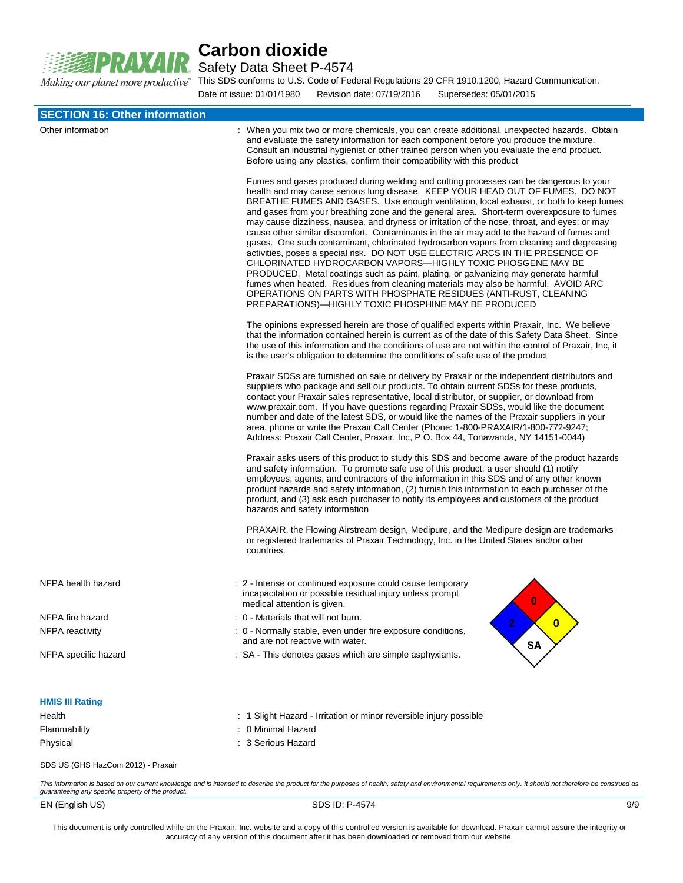## SECTION 16: Other information

Other information : When you mix two or more chemicals, you can create additional, unexpected hazards. Obtain and evaluate the safety information for each component before you produce the mixture. Consult an industrial hygienist or other trained person when you evaluate the end product. Before using any plastics, confirm their compatibility with this product

Fumes and gases produced during welding and cutting processes can be dangerous to your health and may cause serious lung disease. KEEP YOUR HEAD OUT OF FUMES. DO NOT BREATHE FUMES AND GASES. Use enough ventilation, local exhaust, or both to keep fumes and gases from your breathing zone and the general area. Short-term overexposure to fumes may cause dizziness, nausea, and dryness or irritation of the nose, throat, and eyes; or may cause other similar discomfort. Contaminants in the air may add to the hazard of fumes and gases. One such contaminant, chlorinated hydrocarbon vapors from cleaning and degreasing activities, poses a special risk. DO NOT USE ELECTRIC ARCS IN THE PRESENCE OF CHLORINATED HYDROCARBON VAPORS—HIGHLY TOXIC PHOSGENE MAY BE PRODUCED. Metal coatings such as paint, plating, or galvanizing may generate harmful fumes when heated. Residues from cleaning materials may also be harmful. AVOID ARC OPERATIONS ON PARTS WITH PHOSPHATE RESIDUES (ANTI-RUST, CLEANING PREPARATIONS)—HIGHLY TOXIC PHOSPHINE MAY BE PRODUCED

The opinions expressed herein are those of qualified experts within Praxair, Inc. We believe that the information contained herein is current as of the date of this Safety Data Sheet. Since the use of this information and the conditions of use are not within the control of Praxair, Inc, it is the user's obligation to determine the conditions of safe use of the product

Praxair SDSs are furnished on sale or delivery by Praxair or the independent distributors and suppliers who package and sell our products. To obtain current SDSs for these products, contact your Praxair sales representative, local distributor, or supplier, or download from www.praxair.com. If you have questions regarding Praxair SDSs, would like the document number and date of the latest SDS, or would like the names of the Praxair suppliers in your area, phone or write the Praxair Call Center (Phone: 1-800-PRAXAIR/1-800-772-9247; Address: Praxair Call Center, Praxair, Inc, P.O. Box 44, Tonawanda, NY 14151-0044)

Praxair asks users of this product to study this SDS and become aware of the product hazards and safety information. To promote safe use of this product, a user should (1) notify employees, agents, and contractors of the information in this SDS and of any other known product hazards and safety information, (2) furnish this information to each purchaser of the product, and (3) ask each purchaser to notify its employees and customers of the product hazards and safety information

PRAXAIR, the Flowing Airstream design, Medipure, and the Medipure design are trademarks or registered trademarks of Praxair Technology, Inc. in the United States and/or other countries.

NFPA health hazard : 2 - Intense or continued exposure could cause temporary incapacitation or possible residual injury unless prompt medical attention is given.

NFPA fire hazard : 0 - Materials that will not burn.

NFPA reactivity : 0 - Normally stable, even under fire exposure conditions, and are not reactive with water.

NFPA specific hazard : SA - This denotes gases which are simple asphyxiants.

0
2 0
SA

**HMIS III Rating**

Health : 1 Slight Hazard - Irritation or minor reversible injury possible

Flammability : 0 Minimal Hazard

Physical : 3 Serious Hazard

SDS US (GHS HazCom 2012) - Praxair

*This information is based on our current knowledge and is intended to describe the product for the purposes of health, safety and environmental requirements only. It should not therefore be construed as guaranteeing any specific property of the product.*

This document is only controlled while on the Praxair, Inc. website and a copy of this controlled version is available for download. Praxair cannot assure the integrity or accuracy of any version of this document after it has been downloaded or removed from our website.